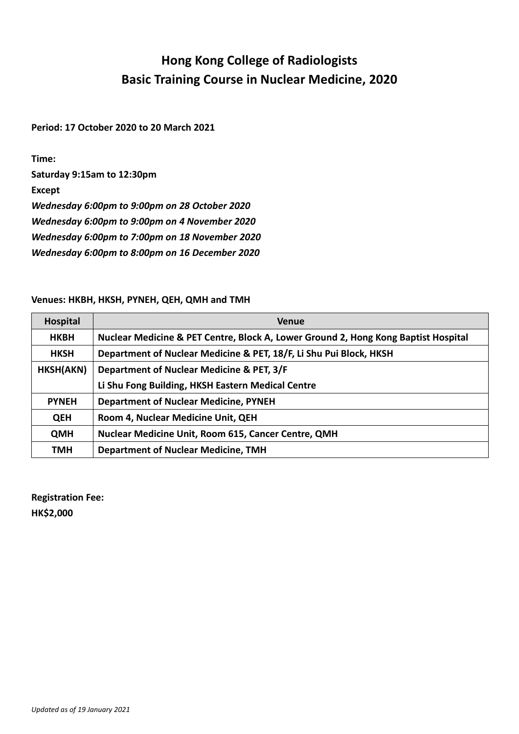# Hong Kong College of Radiologists
# Basic Training Course in Nuclear Medicine, 2020

**Period: 17 October 2020 to 20 March 2021**

**Time:**
**Saturday 9:15am to 12:30pm**
**Except**
***Wednesday 6:00pm to 9:00pm on 28 October 2020***
***Wednesday 6:00pm to 9:00pm on 4 November 2020***
***Wednesday 6:00pm to 7:00pm on 18 November 2020***
***Wednesday 6:00pm to 8:00pm on 16 December 2020***

**Venues: HKBH, HKSH, PYNEH, QEH, QMH and TMH**

| Hospital | Venue |
| --- | --- |
| HKBH | Nuclear Medicine & PET Centre, Block A, Lower Ground 2, Hong Kong Baptist Hospital |
| HKSH | Department of Nuclear Medicine & PET, 18/F, Li Shu Pui Block, HKSH |
| HKSH(AKN) | Department of Nuclear Medicine & PET, 3/F<br>Li Shu Fong Building, HKSH Eastern Medical Centre |
| PYNEH | Department of Nuclear Medicine, PYNEH |
| QEH | Room 4, Nuclear Medicine Unit, QEH |
| QMH | Nuclear Medicine Unit, Room 615, Cancer Centre, QMH |
| TMH | Department of Nuclear Medicine, TMH |

**Registration Fee:**
**HK$2,000**

*Updated as of 19 January 2021*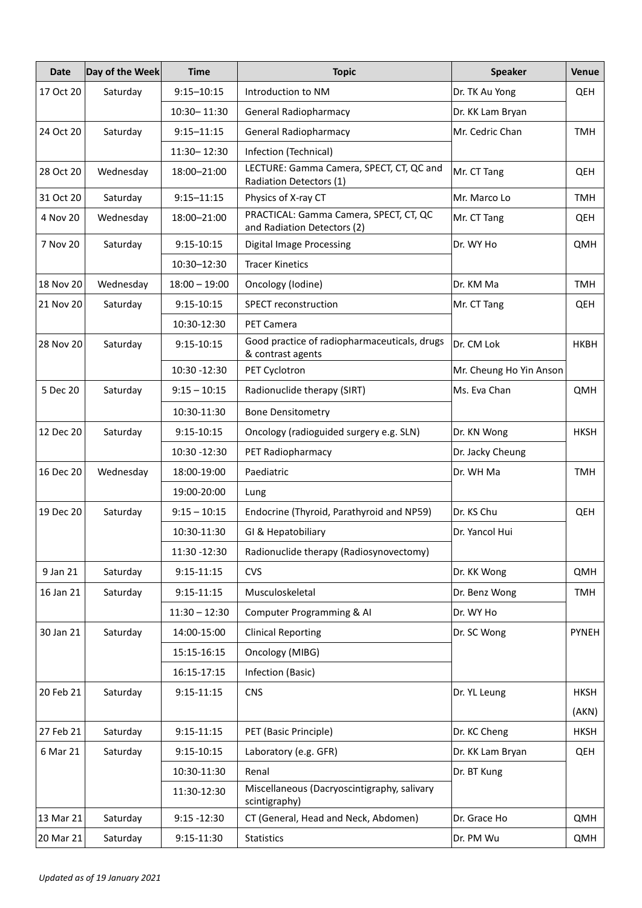| Date | Day of the Week | Time | Topic | Speaker | Venue |
|---|---|---|---|---|---|
| 17 Oct 20 | Saturday | 9:15–10:15 | Introduction to NM | Dr. TK Au Yong | QEH |
| | | 10:30– 11:30 | General Radiopharmacy | Dr. KK Lam Bryan | |
| 24 Oct 20 | Saturday | 9:15–11:15 | General Radiopharmacy | Mr. Cedric Chan | TMH |
| | | 11:30– 12:30 | Infection (Technical) | | |
| 28 Oct 20 | Wednesday | 18:00–21:00 | LECTURE: Gamma Camera, SPECT, CT, QC and Radiation Detectors (1) | Mr. CT Tang | QEH |
| 31 Oct 20 | Saturday | 9:15–11:15 | Physics of X-ray CT | Mr. Marco Lo | TMH |
| 4 Nov 20 | Wednesday | 18:00–21:00 | PRACTICAL: Gamma Camera, SPECT, CT, QC and Radiation Detectors (2) | Mr. CT Tang | QEH |
| 7 Nov 20 | Saturday | 9:15-10:15 | Digital Image Processing | Dr. WY Ho | QMH |
| | | 10:30–12:30 | Tracer Kinetics | | |
| 18 Nov 20 | Wednesday | 18:00 – 19:00 | Oncology (Iodine) | Dr. KM Ma | TMH |
| 21 Nov 20 | Saturday | 9:15-10:15 | SPECT reconstruction | Mr. CT Tang | QEH |
| | | 10:30-12:30 | PET Camera | | |
| 28 Nov 20 | Saturday | 9:15-10:15 | Good practice of radiopharmaceuticals, drugs & contrast agents | Dr. CM Lok | HKBH |
| | | 10:30 -12:30 | PET Cyclotron | Mr. Cheung Ho Yin Anson | |
| 5 Dec 20 | Saturday | 9:15 – 10:15 | Radionuclide therapy (SIRT) | Ms. Eva Chan | QMH |
| | | 10:30-11:30 | Bone Densitometry | | |
| 12 Dec 20 | Saturday | 9:15-10:15 | Oncology (radioguided surgery e.g. SLN) | Dr. KN Wong | HKSH |
| | | 10:30 -12:30 | PET Radiopharmacy | Dr. Jacky Cheung | |
| 16 Dec 20 | Wednesday | 18:00-19:00 | Paediatric | Dr. WH Ma | TMH |
| | | 19:00-20:00 | Lung | | |
| 19 Dec 20 | Saturday | 9:15 – 10:15 | Endocrine (Thyroid, Parathyroid and NP59) | Dr. KS Chu | QEH |
| | | 10:30-11:30 | GI & Hepatobiliary | Dr. Yancol Hui | |
| | | 11:30 -12:30 | Radionuclide therapy (Radiosynovectomy) | | |
| 9 Jan 21 | Saturday | 9:15-11:15 | CVS | Dr. KK Wong | QMH |
| 16 Jan 21 | Saturday | 9:15-11:15 | Musculoskeletal | Dr. Benz Wong | TMH |
| | | 11:30 – 12:30 | Computer Programming & AI | Dr. WY Ho | |
| 30 Jan 21 | Saturday | 14:00-15:00 | Clinical Reporting | Dr. SC Wong | PYNEH |
| | | 15:15-16:15 | Oncology (MIBG) | | |
| | | 16:15-17:15 | Infection (Basic) | | |
| 20 Feb 21 | Saturday | 9:15-11:15 | CNS | Dr. YL Leung | HKSH (AKN) |
| 27 Feb 21 | Saturday | 9:15-11:15 | PET (Basic Principle) | Dr. KC Cheng | HKSH |
| 6 Mar 21 | Saturday | 9:15-10:15 | Laboratory (e.g. GFR) | Dr. KK Lam Bryan | QEH |
| | | 10:30-11:30 | Renal | Dr. BT Kung | |
| | | 11:30-12:30 | Miscellaneous (Dacryoscintigraphy, salivary scintigraphy) | | |
| 13 Mar 21 | Saturday | 9:15 -12:30 | CT (General, Head and Neck, Abdomen) | Dr. Grace Ho | QMH |
| 20 Mar 21 | Saturday | 9:15-11:30 | Statistics | Dr. PM Wu | QMH |

*Updated as of 19 January 2021*